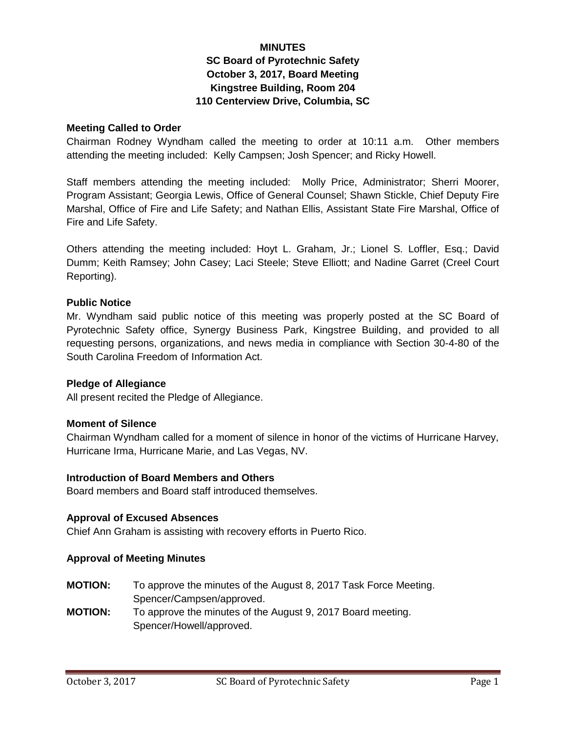**MINUTES**
**SC Board of Pyrotechnic Safety**
**October 3, 2017, Board Meeting**
**Kingstree Building, Room 204**
**110 Centerview Drive, Columbia, SC**

**Meeting Called to Order**

Chairman Rodney Wyndham called the meeting to order at 10:11 a.m. Other members attending the meeting included: Kelly Campsen; Josh Spencer; and Ricky Howell.

Staff members attending the meeting included: Molly Price, Administrator; Sherri Moorer, Program Assistant; Georgia Lewis, Office of General Counsel; Shawn Stickle, Chief Deputy Fire Marshal, Office of Fire and Life Safety; and Nathan Ellis, Assistant State Fire Marshal, Office of Fire and Life Safety.

Others attending the meeting included: Hoyt L. Graham, Jr.; Lionel S. Loffler, Esq.; David Dumm; Keith Ramsey; John Casey; Laci Steele; Steve Elliott; and Nadine Garret (Creel Court Reporting).

**Public Notice**

Mr. Wyndham said public notice of this meeting was properly posted at the SC Board of Pyrotechnic Safety office, Synergy Business Park, Kingstree Building, and provided to all requesting persons, organizations, and news media in compliance with Section 30-4-80 of the South Carolina Freedom of Information Act.

**Pledge of Allegiance**

All present recited the Pledge of Allegiance.

**Moment of Silence**

Chairman Wyndham called for a moment of silence in honor of the victims of Hurricane Harvey, Hurricane Irma, Hurricane Marie, and Las Vegas, NV.

**Introduction of Board Members and Others**

Board members and Board staff introduced themselves.

**Approval of Excused Absences**

Chief Ann Graham is assisting with recovery efforts in Puerto Rico.

**Approval of Meeting Minutes**

**MOTION:** To approve the minutes of the August 8, 2017 Task Force Meeting. Spencer/Campsen/approved.

**MOTION:** To approve the minutes of the August 9, 2017 Board meeting. Spencer/Howell/approved.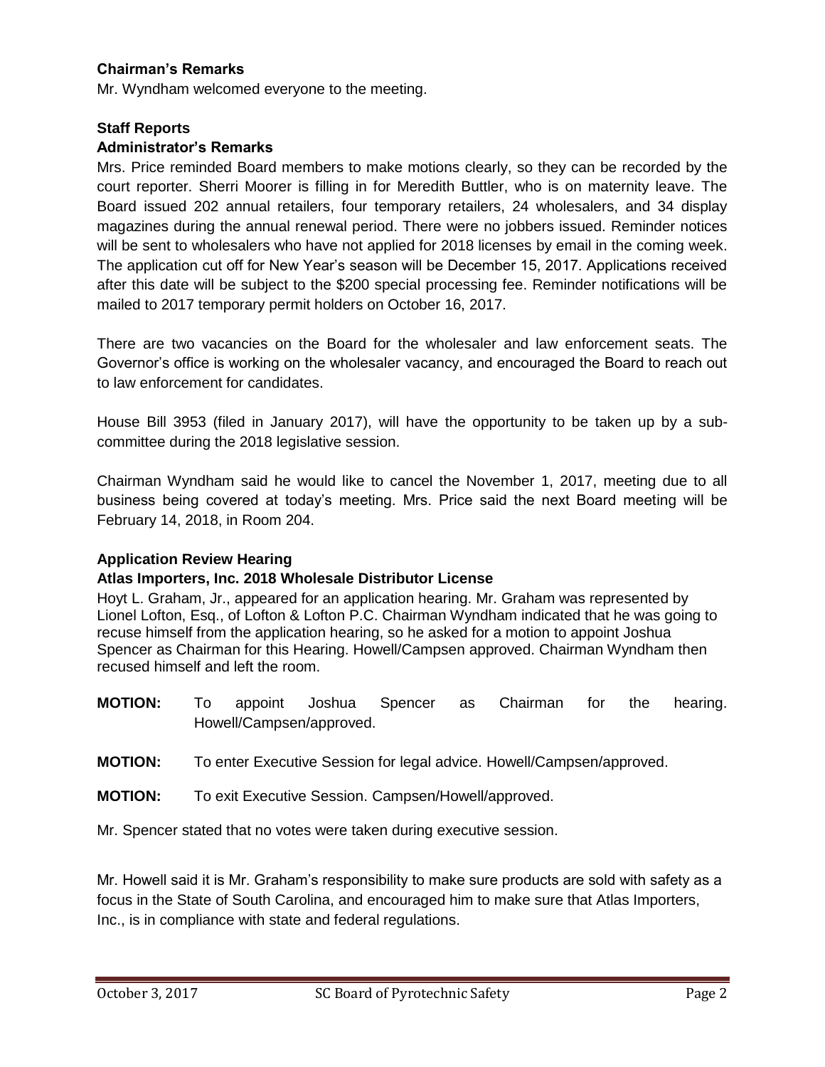**Chairman's Remarks**

Mr. Wyndham welcomed everyone to the meeting.

**Staff Reports**

**Administrator's Remarks**

Mrs. Price reminded Board members to make motions clearly, so they can be recorded by the court reporter. Sherri Moorer is filling in for Meredith Buttler, who is on maternity leave. The Board issued 202 annual retailers, four temporary retailers, 24 wholesalers, and 34 display magazines during the annual renewal period. There were no jobbers issued. Reminder notices will be sent to wholesalers who have not applied for 2018 licenses by email in the coming week. The application cut off for New Year's season will be December 15, 2017. Applications received after this date will be subject to the $200 special processing fee. Reminder notifications will be mailed to 2017 temporary permit holders on October 16, 2017.

There are two vacancies on the Board for the wholesaler and law enforcement seats. The Governor's office is working on the wholesaler vacancy, and encouraged the Board to reach out to law enforcement for candidates.

House Bill 3953 (filed in January 2017), will have the opportunity to be taken up by a sub-committee during the 2018 legislative session.

Chairman Wyndham said he would like to cancel the November 1, 2017, meeting due to all business being covered at today's meeting. Mrs. Price said the next Board meeting will be February 14, 2018, in Room 204.

**Application Review Hearing**

**Atlas Importers, Inc. 2018 Wholesale Distributor License**

Hoyt L. Graham, Jr., appeared for an application hearing. Mr. Graham was represented by Lionel Lofton, Esq., of Lofton & Lofton P.C. Chairman Wyndham indicated that he was going to recuse himself from the application hearing, so he asked for a motion to appoint Joshua Spencer as Chairman for this Hearing. Howell/Campsen approved. Chairman Wyndham then recused himself and left the room.

**MOTION:** To appoint Joshua Spencer as Chairman for the hearing. Howell/Campsen/approved.

**MOTION:** To enter Executive Session for legal advice. Howell/Campsen/approved.

**MOTION:** To exit Executive Session. Campsen/Howell/approved.

Mr. Spencer stated that no votes were taken during executive session.

Mr. Howell said it is Mr. Graham's responsibility to make sure products are sold with safety as a focus in the State of South Carolina, and encouraged him to make sure that Atlas Importers, Inc., is in compliance with state and federal regulations.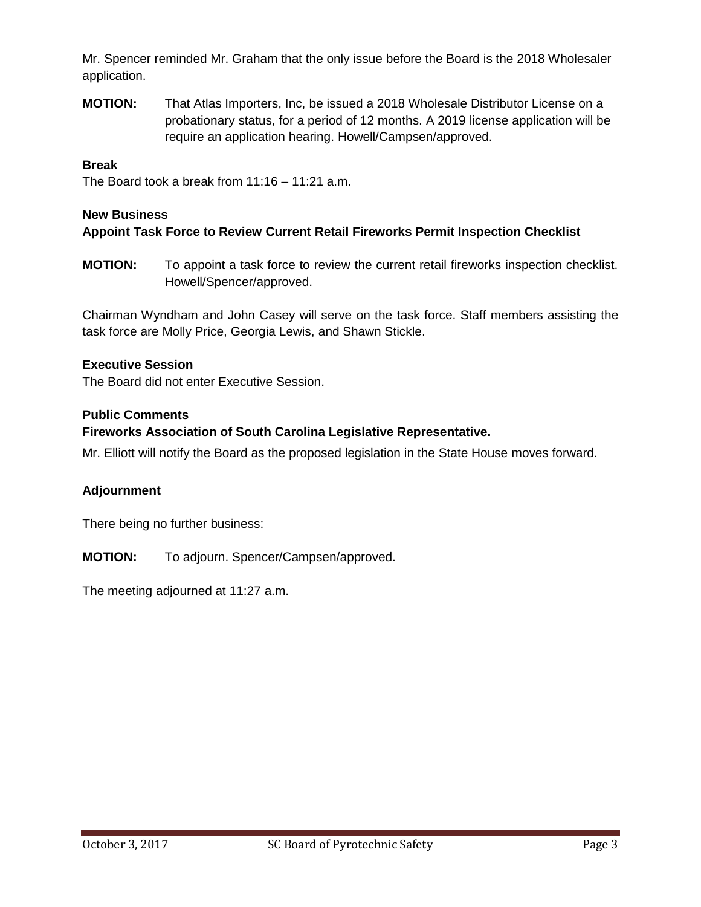Mr. Spencer reminded Mr. Graham that the only issue before the Board is the 2018 Wholesaler application.

**MOTION:** That Atlas Importers, Inc, be issued a 2018 Wholesale Distributor License on a probationary status, for a period of 12 months. A 2019 license application will be require an application hearing. Howell/Campsen/approved.

**Break**

The Board took a break from 11:16 – 11:21 a.m.

**New Business**

**Appoint Task Force to Review Current Retail Fireworks Permit Inspection Checklist**

**MOTION:** To appoint a task force to review the current retail fireworks inspection checklist. Howell/Spencer/approved.

Chairman Wyndham and John Casey will serve on the task force. Staff members assisting the task force are Molly Price, Georgia Lewis, and Shawn Stickle.

**Executive Session**

The Board did not enter Executive Session.

**Public Comments**

**Fireworks Association of South Carolina Legislative Representative.**

Mr. Elliott will notify the Board as the proposed legislation in the State House moves forward.

**Adjournment**

There being no further business:

**MOTION:** To adjourn. Spencer/Campsen/approved.

The meeting adjourned at 11:27 a.m.